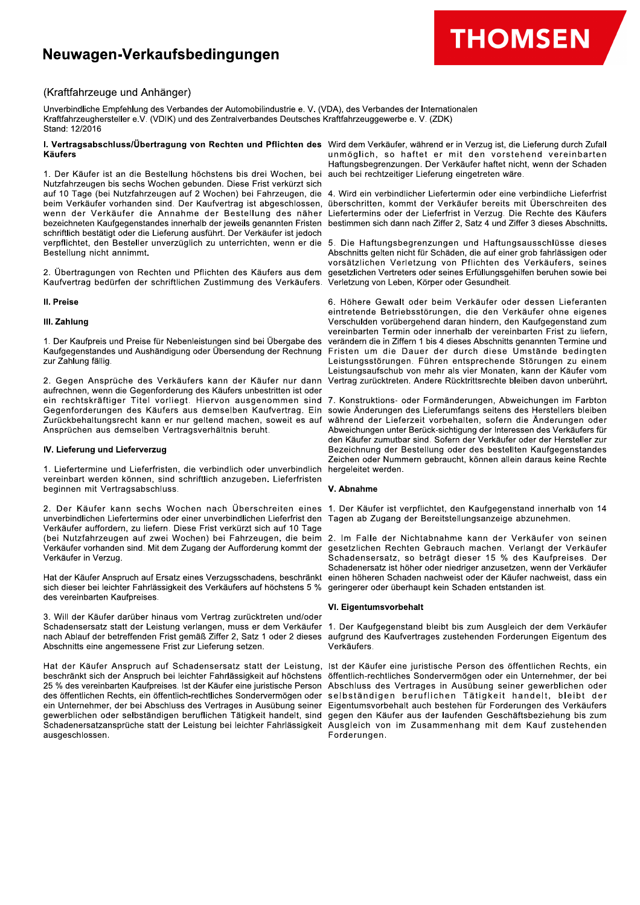# Neuwagen-Verkaufsbedingungen

THOMSEN

(Kraftfahrzeuge und Anhänger)

Unverbindliche Empfehlung des Verbandes der Automobilindustrie e. V. (VDA), des Verbandes der Internationalen Kraftfahrzeughersteller e.V. (VDIK) und des Zentralverbandes Deutsches Kraftfahrzeuggewerbe e. V. (ZDK)
Stand: 12/2016

## I. Vertragsabschluss/Übertragung von Rechten und Pflichten des Käufers

1. Der Käufer ist an die Bestellung höchstens bis drei Wochen, bei Nutzfahrzeugen bis sechs Wochen gebunden. Diese Frist verkürzt sich auf 10 Tage (bei Nutzfahrzeugen auf 2 Wochen) bei Fahrzeugen, die beim Verkäufer vorhanden sind. Der Kaufvertrag ist abgeschlossen, wenn der Verkäufer die Annahme der Bestellung des näher bezeichneten Kaufgegenstandes innerhalb der jeweils genannten Fristen schriftlich bestätigt oder die Lieferung ausführt. Der Verkäufer ist jedoch verpflichtet, den Besteller unverzüglich zu unterrichten, wenn er die Bestellung nicht annimmt.

2. Übertragungen von Rechten und Pflichten des Käufers aus dem Kaufvertrag bedürfen der schriftlichen Zustimmung des Verkäufers.

## II. Preise

## III. Zahlung

1. Der Kaufpreis und Preise für Nebenleistungen sind bei Übergabe des Kaufgegenstandes und Aushändigung oder Übersendung der Rechnung zur Zahlung fällig.

2. Gegen Ansprüche des Verkäufers kann der Käufer nur dann aufrechnen, wenn die Gegenforderung des Käufers unbestritten ist oder ein rechtskräftiger Titel vorliegt. Hiervon ausgenommen sind Gegenforderungen des Käufers aus demselben Kaufvertrag. Ein Zurückbehaltungsrecht kann er nur geltend machen, soweit es auf Ansprüchen aus demselben Vertragsverhältnis beruht.

## IV. Lieferung und Lieferverzug

1. Liefertermine und Lieferfristen, die verbindlich oder unverbindlich vereinbart werden können, sind schriftlich anzugeben. Lieferfristen beginnen mit Vertragsabschluss.

2. Der Käufer kann sechs Wochen nach Überschreiten eines unverbindlichen Liefertermins oder einer unverbindlichen Lieferfrist den Verkäufer auffordern, zu liefern. Diese Frist verkürzt sich auf 10 Tage (bei Nutzfahrzeugen auf zwei Wochen) bei Fahrzeugen, die beim Verkäufer vorhanden sind. Mit dem Zugang der Aufforderung kommt der Verkäufer in Verzug.

Hat der Käufer Anspruch auf Ersatz eines Verzugsschadens, beschränkt sich dieser bei leichter Fahrlässigkeit des Verkäufers auf höchstens 5 % des vereinbarten Kaufpreises.

3. Will der Käufer darüber hinaus vom Vertrag zurücktreten und/oder Schadensersatz statt der Leistung verlangen, muss er dem Verkäufer nach Ablauf der betreffenden Frist gemäß Ziffer 2, Satz 1 oder 2 dieses Abschnitts eine angemessene Frist zur Lieferung setzen.

Hat der Käufer Anspruch auf Schadensersatz statt der Leistung, beschränkt sich der Anspruch bei leichter Fahrlässigkeit auf höchstens 25 % des vereinbarten Kaufpreises. Ist der Käufer eine juristische Person des öffentlichen Rechts, ein öffentlich-rechtliches Sondervermögen oder ein Unternehmer, der bei Abschluss des Vertrages in Ausübung seiner gewerblichen oder selbständigen beruflichen Tätigkeit handelt, sind Schadensersatzansprüche statt der Leistung bei leichter Fahrlässigkeit ausgeschlossen.

Wird dem Verkäufer, während er in Verzug ist, die Lieferung durch Zufall unmöglich, so haftet er mit den vorstehend vereinbarten Haftungsbegrenzungen. Der Verkäufer haftet nicht, wenn der Schaden auch bei rechtzeitiger Lieferung eingetreten wäre.

4. Wird ein verbindlicher Liefertermin oder eine verbindliche Lieferfrist überschritten, kommt der Verkäufer bereits mit Überschreiten des Liefertermins oder der Lieferfrist in Verzug. Die Rechte des Käufers bestimmen sich dann nach Ziffer 2, Satz 4 und Ziffer 3 dieses Abschnitts.

5. Die Haftungsbegrenzungen und Haftungsausschlüsse dieses Abschnitts gelten nicht für Schäden, die auf einer grob fahrlässigen oder vorsätzlichen Verletzung von Pflichten des Verkäufers, seines gesetzlichen Vertreters oder seines Erfüllungsgehilfen beruhen sowie bei Verletzung von Leben, Körper oder Gesundheit.

6. Höhere Gewalt oder beim Verkäufer oder dessen Lieferanten eintretende Betriebsstörungen, die den Verkäufer ohne eigenes Verschulden vorübergehend daran hindern, den Kaufgegenstand zum vereinbarten Termin oder innerhalb der vereinbarten Frist zu liefern, verändern die in Ziffern 1 bis 4 dieses Abschnitts genannten Termine und Fristen um die Dauer der durch diese Umstände bedingten Leistungsstörungen. Führen entsprechende Störungen zu einem Leistungsaufschub von mehr als vier Monaten, kann der Käufer vom Vertrag zurücktreten. Andere Rücktrittsrechte bleiben davon unberührt.

7. Konstruktions- oder Formänderungen, Abweichungen im Farbton sowie Änderungen des Lieferumfangs seitens des Herstellers bleiben während der Lieferzeit vorbehalten, sofern die Änderungen oder Abweichungen unter Berück-sichtigung der Interessen des Verkäufers für den Käufer zumutbar sind. Sofern der Verkäufer oder der Hersteller zur Bezeichnung der Bestellung oder des bestellten Kaufgegenstandes Zeichen oder Nummern gebraucht, können allein daraus keine Rechte hergeleitet werden.

## V. Abnahme

1. Der Käufer ist verpflichtet, den Kaufgegenstand innerhalb von 14 Tagen ab Zugang der Bereitstellungsanzeige abzunehmen.

2. Im Falle der Nichtabnahme kann der Verkäufer von seinen gesetzlichen Rechten Gebrauch machen. Verlangt der Verkäufer Schadensersatz, so beträgt dieser 15 % des Kaufpreises. Der Schadenersatz ist höher oder niedriger anzusetzen, wenn der Verkäufer einen höheren Schaden nachweist oder der Käufer nachweist, dass ein geringerer oder überhaupt kein Schaden entstanden ist.

## VI. Eigentumsvorbehalt

1. Der Kaufgegenstand bleibt bis zum Ausgleich der dem Verkäufer aufgrund des Kaufvertrages zustehenden Forderungen Eigentum des Verkäufers.

Ist der Käufer eine juristische Person des öffentlichen Rechts, ein öffentlich-rechtliches Sondervermögen oder ein Unternehmer, der bei Abschluss des Vertrages in Ausübung seiner gewerblichen oder selbständigen beruflichen Tätigkeit handelt, bleibt der Eigentumsvorbehalt auch bestehen für Forderungen des Verkäufers gegen den Käufer aus der laufenden Geschäftsbeziehung bis zum Ausgleich von im Zusammenhang mit dem Kauf zustehenden Forderungen.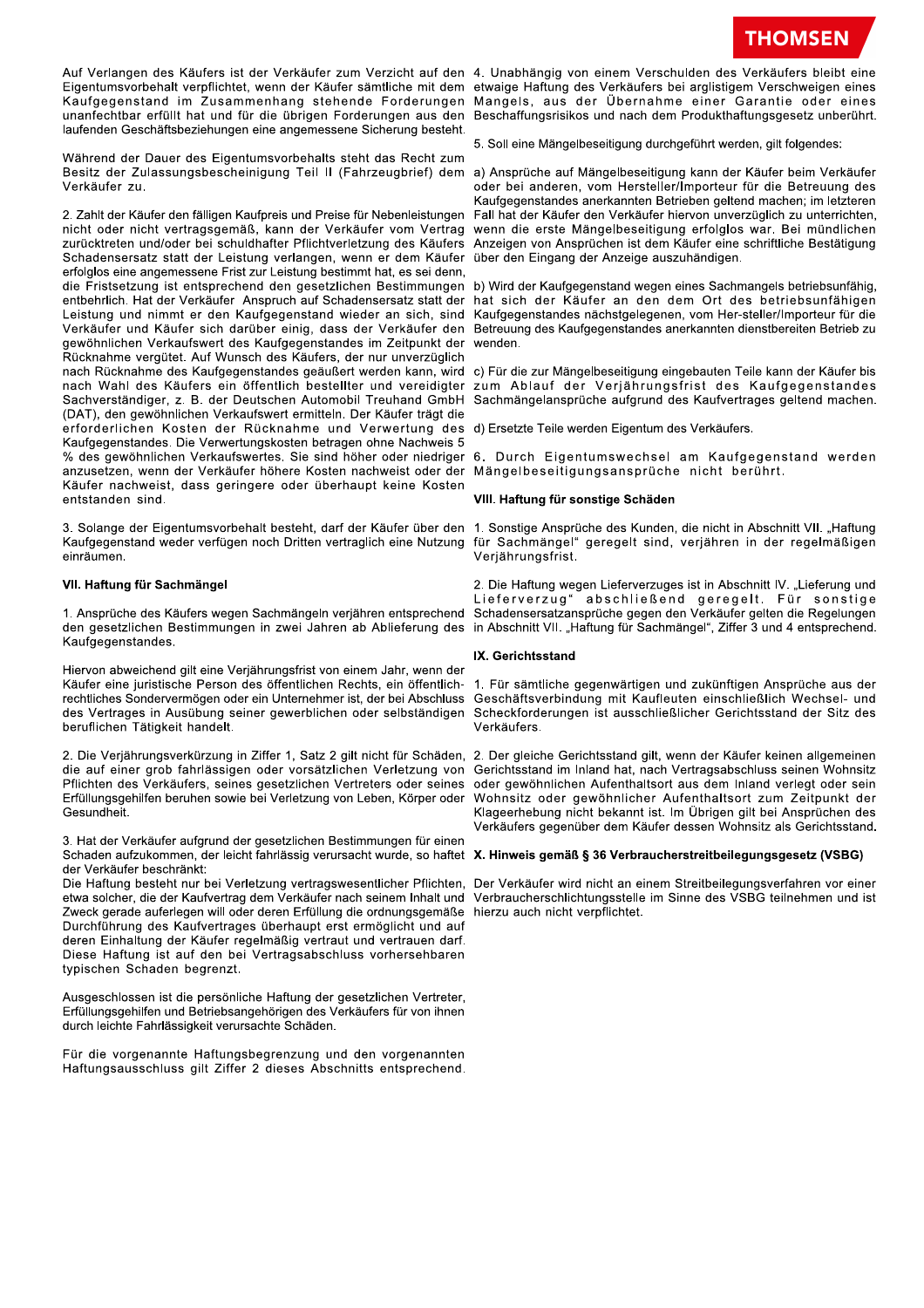Auf Verlangen des Käufers ist der Verkäufer zum Verzicht auf den Eigentumsvorbehalt verpflichtet, wenn der Käufer sämtliche mit dem Kaufgegenstand im Zusammenhang stehende Forderungen unanfechtbar erfüllt hat und für die übrigen Forderungen aus den laufenden Geschäftsbeziehungen eine angemessene Sicherung besteht.

Während der Dauer des Eigentumsvorbehalts steht das Recht zum Besitz der Zulassungsbescheinigung Teil II (Fahrzeugbrief) dem Verkäufer zu.

2. Zahlt der Käufer den fälligen Kaufpreis und Preise für Nebenleistungen nicht oder nicht vertragsgemäß, kann der Verkäufer vom Vertrag zurücktreten und/oder bei schuldhafter Pflichtverletzung des Käufers Schadensersatz statt der Leistung verlangen, wenn er dem Käufer erfolglos eine angemessene Frist zur Leistung bestimmt hat, es sei denn, die Fristsetzung ist entsprechend den gesetzlichen Bestimmungen entbehrlich. Hat der Verkäufer Anspruch auf Schadensersatz statt der Leistung und nimmt er den Kaufgegenstand wieder an sich, sind Verkäufer und Käufer sich darüber einig, dass der Verkäufer den gewöhnlichen Verkaufswert des Kaufgegenstandes im Zeitpunkt der Rücknahme vergütet. Auf Wunsch des Käufers, der nur unverzüglich nach Rücknahme des Kaufgegenstandes geäußert werden kann, wird nach Wahl des Käufers ein öffentlich bestellter und vereidigter Sachverständiger, z. B. der Deutschen Automobil Treuhand GmbH (DAT), den gewöhnlichen Verkaufswert ermitteln. Der Käufer trägt die erforderlichen Kosten der Rücknahme und Verwertung des Kaufgegenstandes. Die Verwertungskosten betragen ohne Nachweis 5 % des gewöhnlichen Verkaufswertes. Sie sind höher oder niedriger anzusetzen, wenn der Verkäufer höhere Kosten nachweist oder der Käufer nachweist, dass geringere oder überhaupt keine Kosten entstanden sind.

3. Solange der Eigentumsvorbehalt besteht, darf der Käufer über den Kaufgegenstand weder verfügen noch Dritten vertraglich eine Nutzung einräumen.

### VII. Haftung für Sachmängel

1. Ansprüche des Käufers wegen Sachmängeln verjähren entsprechend den gesetzlichen Bestimmungen in zwei Jahren ab Ablieferung des Kaufgegenstandes.

Hiervon abweichend gilt eine Verjährungsfrist von einem Jahr, wenn der Käufer eine juristische Person des öffentlichen Rechts, ein öffentlich-rechtliches Sondervermögen oder ein Unternehmer ist, der bei Abschluss des Vertrages in Ausübung seiner gewerblichen oder selbstständigen beruflichen Tätigkeit handelt.

2. Die Verjährungsverkürzung in Ziffer 1, Satz 2 gilt nicht für Schäden, die auf einer grob fahrlässigen oder vorsätzlichen Verletzung von Pflichten des Verkäufers, seines gesetzlichen Vertreters oder seines Erfüllungsgehilfen beruhen sowie bei Verletzung von Leben, Körper oder Gesundheit.

3. Hat der Verkäufer aufgrund der gesetzlichen Bestimmungen für einen Schaden aufzukommen, der leicht fahrlässig verursacht wurde, so haftet der Verkäufer beschränkt:
Die Haftung besteht nur bei Verletzung vertragswesentlicher Pflichten, etwa solcher, die der Kaufvertrag dem Verkäufer nach seinem Inhalt und Zweck gerade auferlegen will oder deren Erfüllung die ordnungsgemäße Durchführung des Kaufvertrages überhaupt erst ermöglicht und auf deren Einhaltung der Käufer regelmäßig vertraut und vertrauen darf. Diese Haftung ist auf den bei Vertragsabschluss vorhersehbaren typischen Schaden begrenzt.

Ausgeschlossen ist die persönliche Haftung der gesetzlichen Vertreter, Erfüllungsgehilfen und Betriebsangehörigen des Verkäufers für von ihnen durch leichte Fahrlässigkeit verursachte Schäden.

Für die vorgenannte Haftungsbegrenzung und den vorgenannten Haftungsausschluss gilt Ziffer 2 dieses Abschnitts entsprechend.

4. Unabhängig von einem Verschulden des Verkäufers bleibt eine etwaige Haftung des Verkäufers bei arglistigem Verschweigen eines Mangels, aus der Übernahme einer Garantie oder eines Beschaffungsrisikos und nach dem Produkthaftungsgesetz unberührt.

5. Soll eine Mängelbeseitigung durchgeführt werden, gilt folgendes:

a) Ansprüche auf Mängelbeseitigung kann der Käufer beim Verkäufer oder bei anderen, vom Hersteller/Importeur für die Betreuung des Kaufgegenstandes anerkannten Betrieben geltend machen; im letzteren Fall hat der Käufer den Verkäufer hiervon unverzüglich zu unterrichten, wenn die erste Mängelbeseitigung erfolglos war. Bei mündlichen Anzeigen von Ansprüchen ist dem Käufer eine schriftliche Bestätigung über den Eingang der Anzeige auszuhändigen.

b) Wird der Kaufgegenstand wegen eines Sachmangels betriebsunfähig, hat sich der Käufer an den dem Ort des betriebsunfähigen Kaufgegenstandes nächstgelegenen, vom Her-steller/Importeur für die Betreuung des Kaufgegenstandes anerkannten dienstbereiten Betrieb zu wenden.

c) Für die zur Mängelbeseitigung eingebauten Teile kann der Käufer bis zum Ablauf der Verjährungsfrist des Kaufgegenstandes Sachmängelansprüche aufgrund des Kaufvertrages geltend machen.

d) Ersetzte Teile werden Eigentum des Verkäufers.

6. Durch Eigentumswechsel am Kaufgegenstand werden Mängelbeseitigungsansprüche nicht berührt.

### VIII. Haftung für sonstige Schäden

1. Sonstige Ansprüche des Kunden, die nicht in Abschnitt VII. „Haftung für Sachmängel" geregelt sind, verjähren in der regelmäßigen Verjährungsfrist.

2. Die Haftung wegen Lieferverzuges ist in Abschnitt IV. „Lieferung und Lieferverzug" abschließend geregelt. Für sonstige Schadensersatzansprüche gegen den Verkäufer gelten die Regelungen in Abschnitt VII. „Haftung für Sachmängel", Ziffer 3 und 4 entsprechend.

### IX. Gerichtsstand

1. Für sämtliche gegenwärtigen und zukünftigen Ansprüche aus der Geschäftsverbindung mit Kaufleuten einschließlich Wechsel- und Scheckforderungen ist ausschließlicher Gerichtsstand der Sitz des Verkäufers.

2. Der gleiche Gerichtsstand gilt, wenn der Käufer keinen allgemeinen Gerichtsstand im Inland hat, nach Vertragsabschluss seinen Wohnsitz oder gewöhnlichen Aufenthaltsort aus dem Inland verlegt oder sein Wohnsitz oder gewöhnlicher Aufenthaltsort zum Zeitpunkt der Klageerhebung nicht bekannt ist. Im Übrigen gilt bei Ansprüchen des Verkäufers gegenüber dem Käufer dessen Wohnsitz als Gerichtsstand.

### X. Hinweis gemäß § 36 Verbraucherstreitbeilegungsgesetz (VSBG)

Der Verkäufer wird nicht an einem Streitbeilegungsverfahren vor einer Verbraucherschlichtungsstelle im Sinne des VSBG teilnehmen und ist hierzu auch nicht verpflichtet.